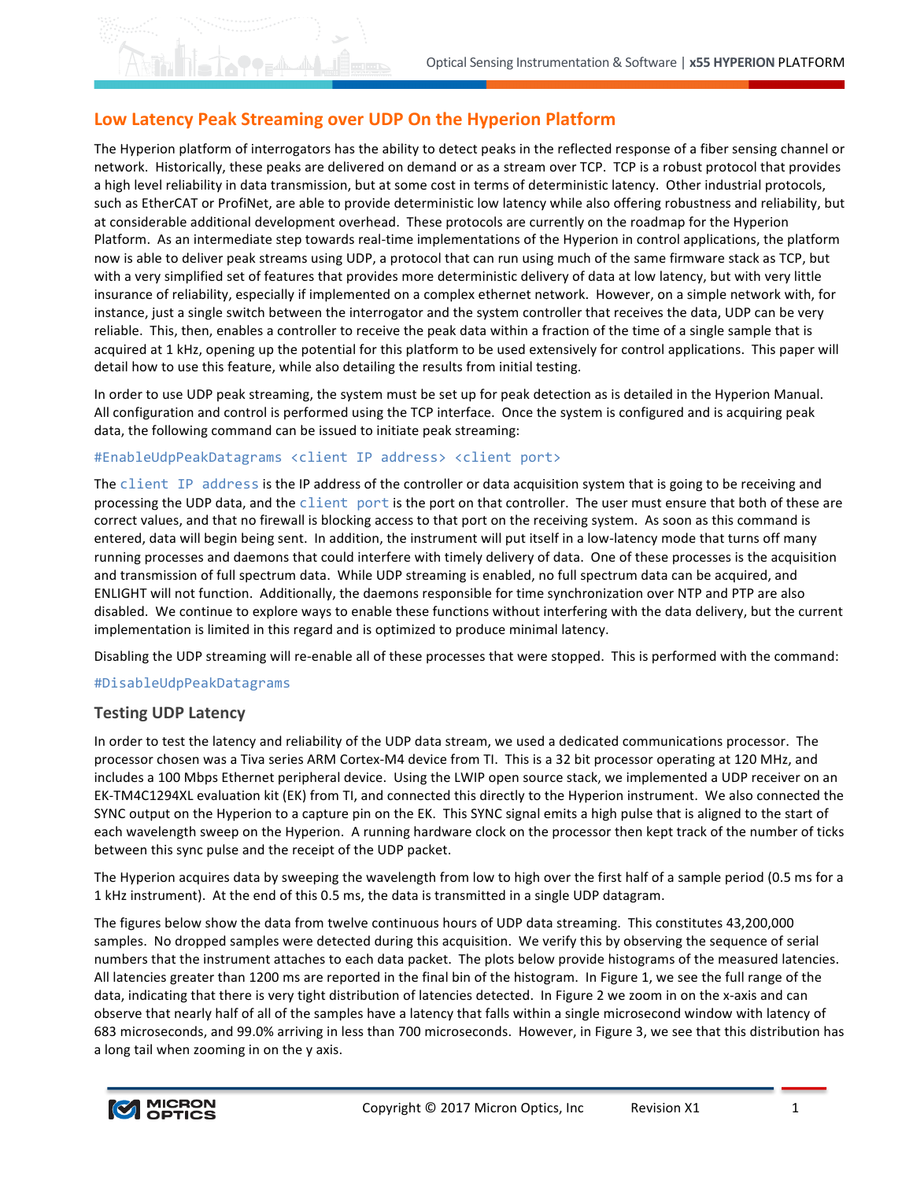## Low Latency Peak Streaming over UDP On the Hyperion Platform

The Hyperion platform of interrogators has the ability to detect peaks in the reflected response of a fiber sensing channel or network. Historically, these peaks are delivered on demand or as a stream over TCP. TCP is a robust protocol that provides a high level reliability in data transmission, but at some cost in terms of deterministic latency. Other industrial protocols, such as EtherCAT or ProfiNet, are able to provide deterministic low latency while also offering robustness and reliability, but at considerable additional development overhead. These protocols are currently on the roadmap for the Hyperion Platform. As an intermediate step towards real-time implementations of the Hyperion in control applications, the platform now is able to deliver peak streams using UDP, a protocol that can run using much of the same firmware stack as TCP, but with a very simplified set of features that provides more deterministic delivery of data at low latency, but with very little insurance of reliability, especially if implemented on a complex ethernet network. However, on a simple network with, for instance, just a single switch between the interrogator and the system controller that receives the data, UDP can be very reliable. This, then, enables a controller to receive the peak data within a fraction of the time of a single sample that is acquired at 1 kHz, opening up the potential for this platform to be used extensively for control applications. This paper will detail how to use this feature, while also detailing the results from initial testing.

In order to use UDP peak streaming, the system must be set up for peak detection as is detailed in the Hyperion Manual. All configuration and control is performed using the TCP interface. Once the system is configured and is acquiring peak data, the following command can be issued to initiate peak streaming:

```
#EnableUdpPeakDatagrams <client IP address> <client port>
```

The `client IP address` is the IP address of the controller or data acquisition system that is going to be receiving and processing the UDP data, and the `client port` is the port on that controller. The user must ensure that both of these are correct values, and that no firewall is blocking access to that port on the receiving system. As soon as this command is entered, data will begin being sent. In addition, the instrument will put itself in a low-latency mode that turns off many running processes and daemons that could interfere with timely delivery of data. One of these processes is the acquisition and transmission of full spectrum data. While UDP streaming is enabled, no full spectrum data can be acquired, and ENLIGHT will not function. Additionally, the daemons responsible for time synchronization over NTP and PTP are also disabled. We continue to explore ways to enable these functions without interfering with the data delivery, but the current implementation is limited in this regard and is optimized to produce minimal latency.

Disabling the UDP streaming will re-enable all of these processes that were stopped. This is performed with the command:

```
#DisableUdpPeakDatagrams
```

### Testing UDP Latency

In order to test the latency and reliability of the UDP data stream, we used a dedicated communications processor. The processor chosen was a Tiva series ARM Cortex-M4 device from TI. This is a 32 bit processor operating at 120 MHz, and includes a 100 Mbps Ethernet peripheral device. Using the LWIP open source stack, we implemented a UDP receiver on an EK-TM4C1294XL evaluation kit (EK) from TI, and connected this directly to the Hyperion instrument. We also connected the SYNC output on the Hyperion to a capture pin on the EK. This SYNC signal emits a high pulse that is aligned to the start of each wavelength sweep on the Hyperion. A running hardware clock on the processor then kept track of the number of ticks between this sync pulse and the receipt of the UDP packet.

The Hyperion acquires data by sweeping the wavelength from low to high over the first half of a sample period (0.5 ms for a 1 kHz instrument). At the end of this 0.5 ms, the data is transmitted in a single UDP datagram.

The figures below show the data from twelve continuous hours of UDP data streaming. This constitutes 43,200,000 samples. No dropped samples were detected during this acquisition. We verify this by observing the sequence of serial numbers that the instrument attaches to each data packet. The plots below provide histograms of the measured latencies. All latencies greater than 1200 ms are reported in the final bin of the histogram. In Figure 1, we see the full range of the data, indicating that there is very tight distribution of latencies detected. In Figure 2 we zoom in on the x-axis and can observe that nearly half of all of the samples have a latency that falls within a single microsecond window with latency of 683 microseconds, and 99.0% arriving in less than 700 microseconds. However, in Figure 3, we see that this distribution has a long tail when zooming in on the y axis.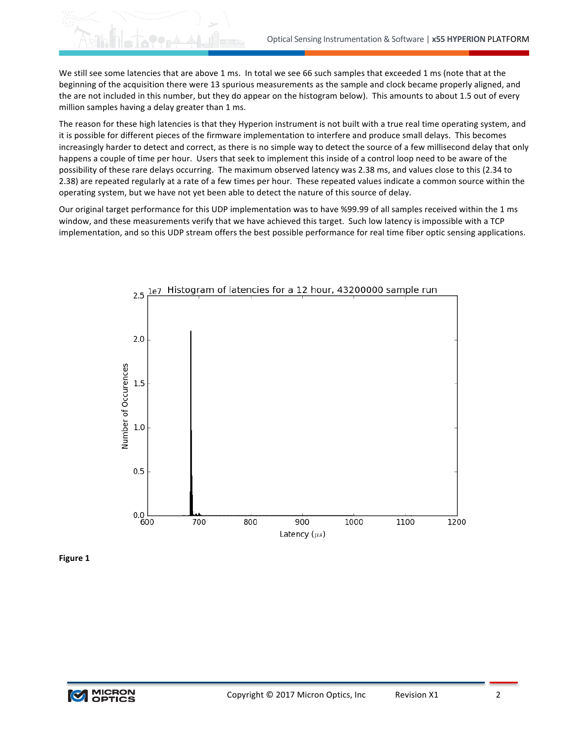We still see some latencies that are above 1 ms. In total we see 66 such samples that exceeded 1 ms (note that at the beginning of the acquisition there were 13 spurious measurements as the sample and clock became properly aligned, and the are not included in this number, but they do appear on the histogram below). This amounts to about 1.5 out of every million samples having a delay greater than 1 ms.

The reason for these high latencies is that they Hyperion instrument is not built with a true real time operating system, and it is possible for different pieces of the firmware implementation to interfere and produce small delays. This becomes increasingly harder to detect and correct, as there is no simple way to detect the source of a few millisecond delay that only happens a couple of time per hour. Users that seek to implement this inside of a control loop need to be aware of the possibility of these rare delays occurring. The maximum observed latency was 2.38 ms, and values close to this (2.34 to 2.38) are repeated regularly at a rate of a few times per hour. These repeated values indicate a common source within the operating system, but we have not yet been able to detect the nature of this source of delay.

Our original target performance for this UDP implementation was to have %99.99 of all samples received within the 1 ms window, and these measurements verify that we have achieved this target. Such low latency is impossible with a TCP implementation, and so this UDP stream offers the best possible performance for real time fiber optic sensing applications.

**Figure 1**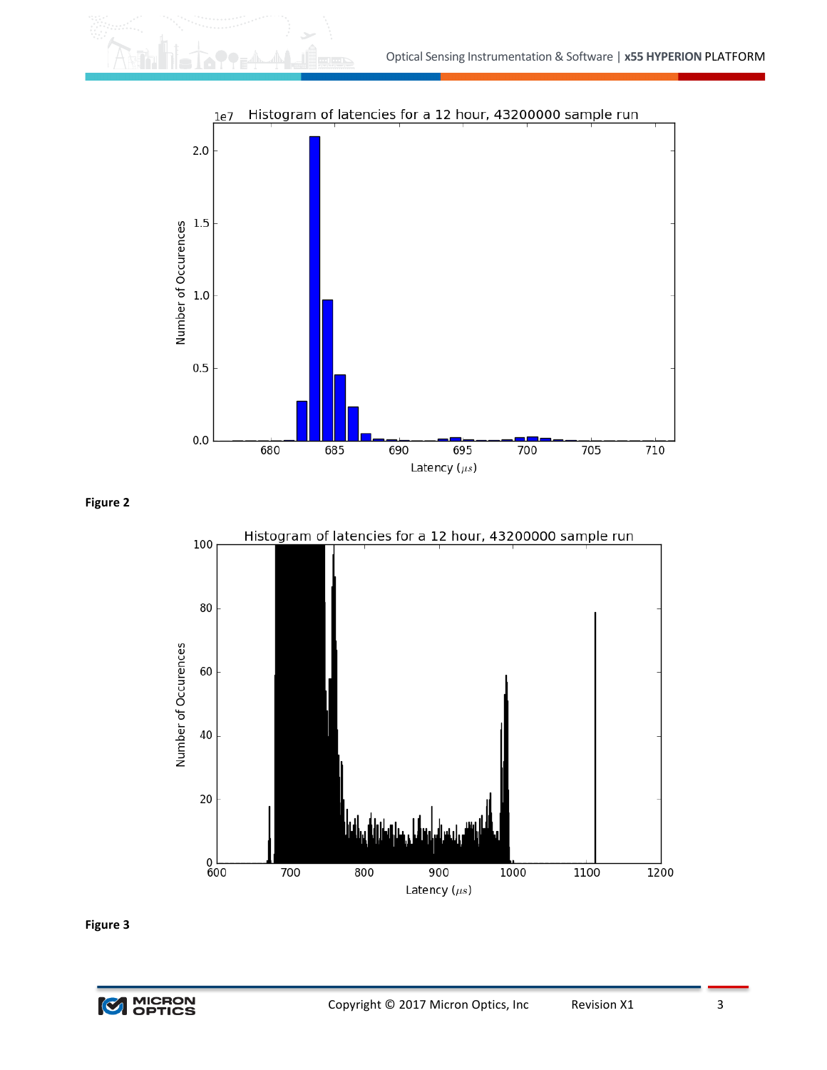Histogram of latencies for a 12 hour, 43200000 sample run

1e7

2.0

1.5

1.0

0.5

0.0

Number of Occurences

680 685 690 695 700 705 710

Latency ($\mu s$)

**Figure 2**

Histogram of latencies for a 12 hour, 43200000 sample run

100

80

60

40

20

0

Number of Occurences

600 700 800 900 1000 1100 1200

Latency ($\mu s$)

**Figure 3**